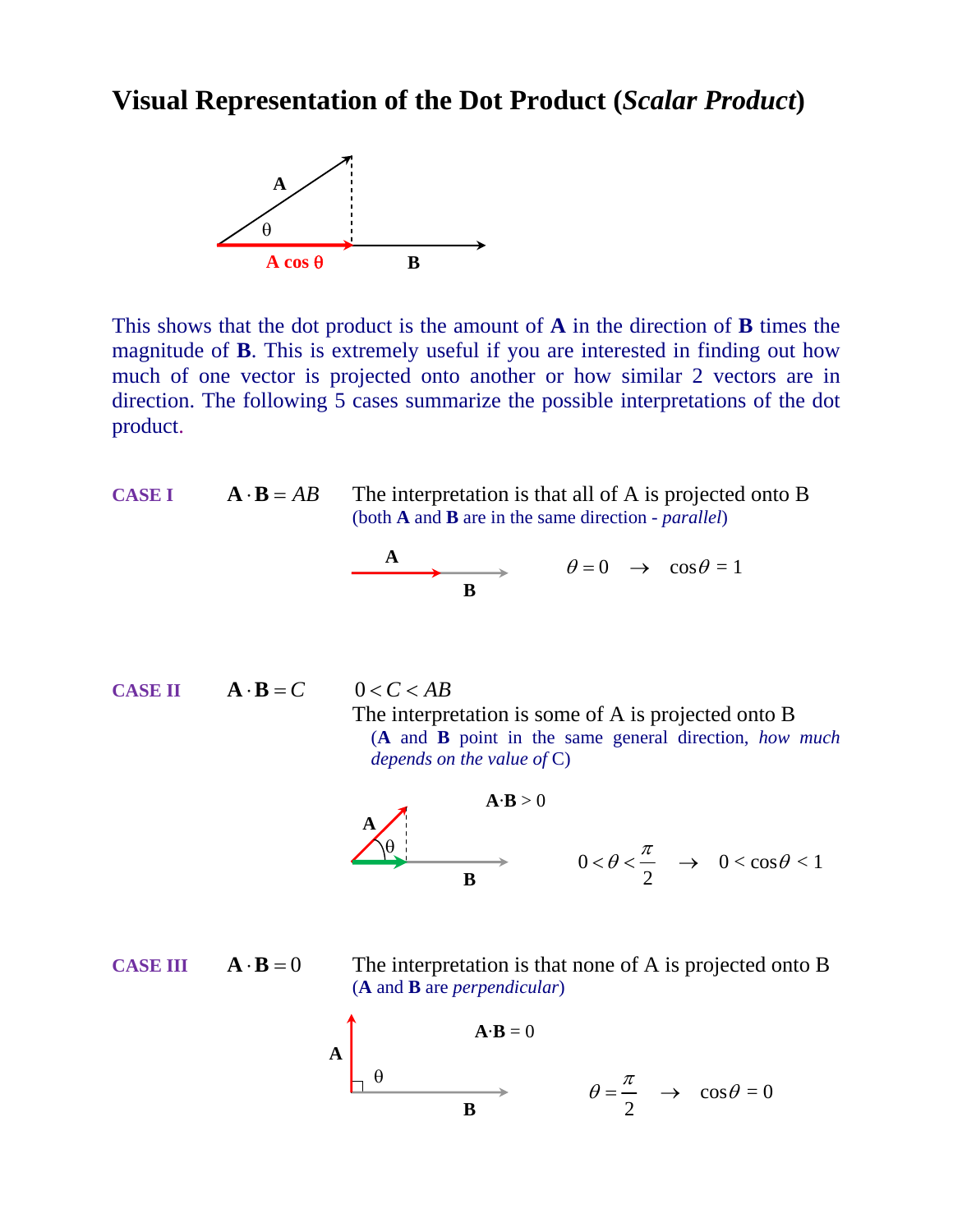# Visual Representation of the Dot Product (*Scalar Product*)

This shows that the dot product is the amount of **A** in the direction of **B** times the magnitude of **B**. This is extremely useful if you are interested in finding out how much of one vector is projected onto another or how similar 2 vectors are in direction. The following 5 cases summarize the possible interpretations of the dot product.

**CASE I** $\mathbf{A} \cdot \mathbf{B} = AB$

The interpretation is that all of A is projected onto B
(both **A** and **B** are in the same direction - *parallel*)

$\theta = 0 \rightarrow \cos\theta = 1$

**CASE II** $\mathbf{A} \cdot \mathbf{B} = C$

$0 < C < AB$

The interpretation is some of A is projected onto B
(**A** and **B** point in the same general direction, *how much depends on the value of* C)

$\mathbf{A} \cdot \mathbf{B} > 0$

$0 < \theta < \frac{\pi}{2} \rightarrow 0 < \cos\theta < 1$

**CASE III** $\mathbf{A} \cdot \mathbf{B} = 0$

The interpretation is that none of A is projected onto B
(**A** and **B** are *perpendicular*)

$\mathbf{A} \cdot \mathbf{B} = 0$

$\theta = \frac{\pi}{2} \rightarrow \cos\theta = 0$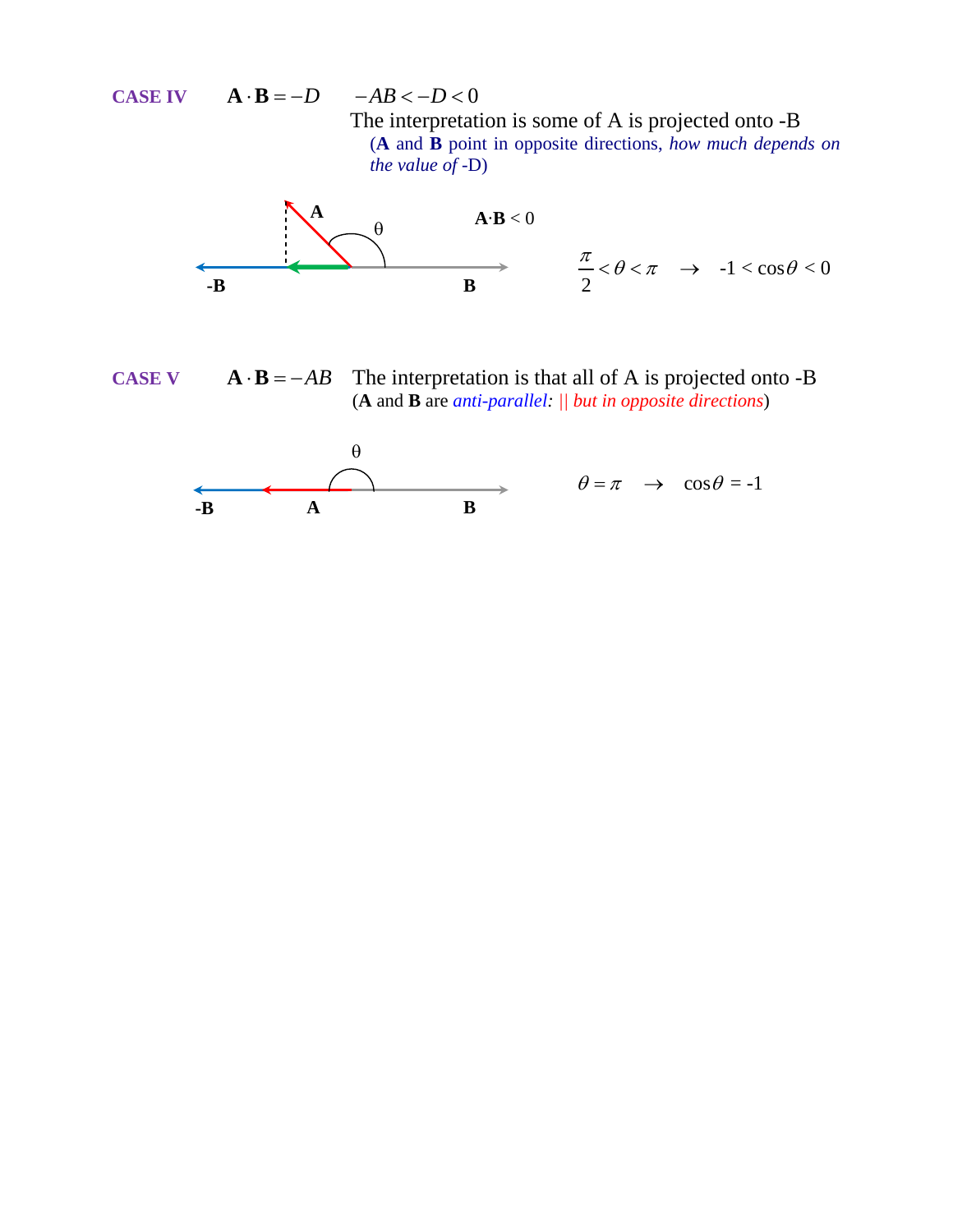**CASE IV** $\mathbf{A}\cdot\mathbf{B} = -D \qquad -AB < -D < 0$

The interpretation is some of A is projected onto -B

(**A** and **B** point in opposite directions, *how much depends on the value of* -D)

A

θ

**A**·**B** < 0

-B

B

$\frac{\pi}{2} < \theta < \pi \quad \rightarrow \quad -1 < \cos\theta < 0$

**CASE V** $\mathbf{A}\cdot\mathbf{B} = -AB$ The interpretation is that all of A is projected onto -B

(**A** and **B** are *anti-parallel: || but in opposite directions*)

θ

-B

A

B

$\theta = \pi \quad \rightarrow \quad \cos\theta = -1$